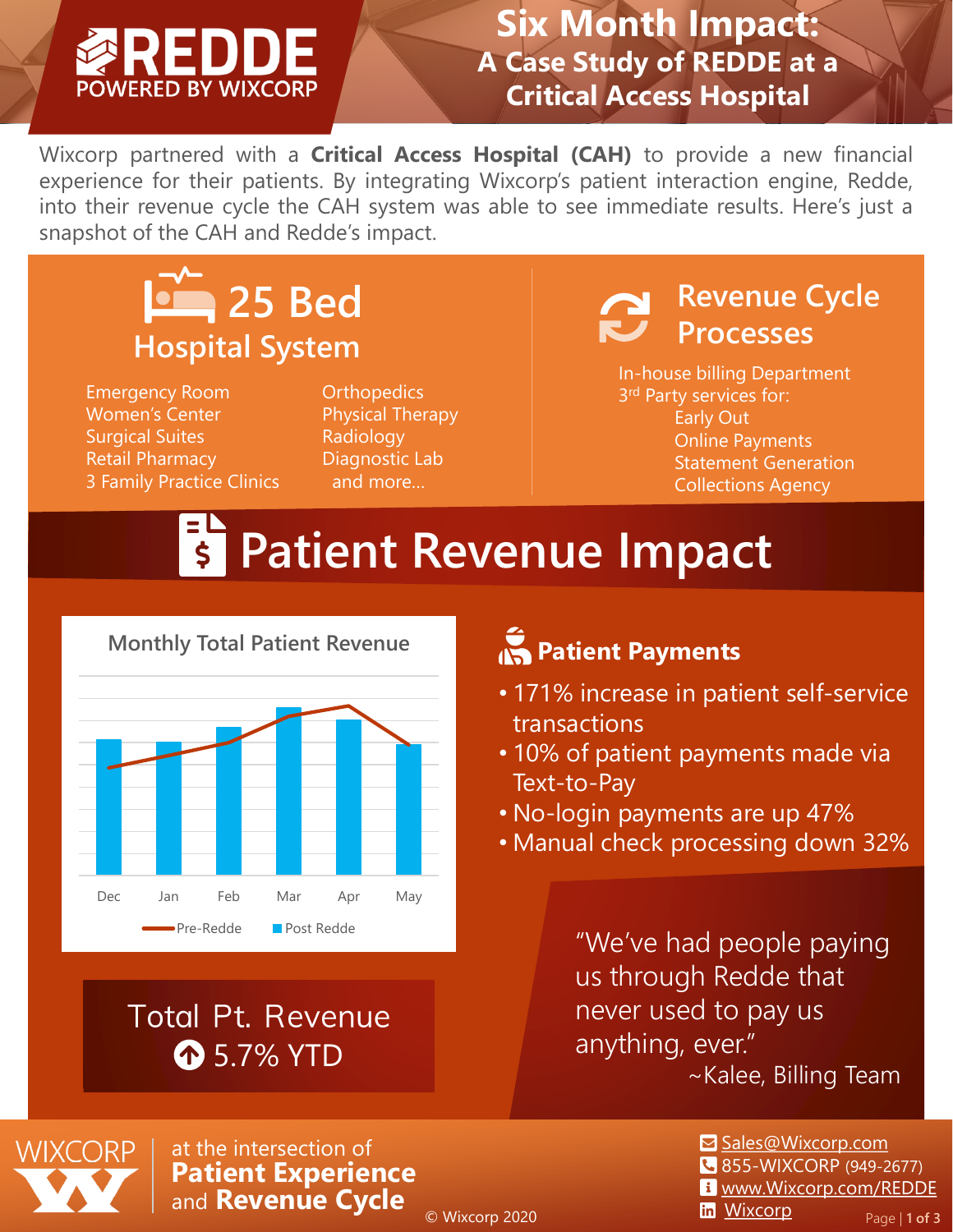# REDDE
POWERED BY WIXCORP

# Six Month Impact:
## A Case Study of REDDE at a Critical Access Hospital

Wixcorp partnered with a **Critical Access Hospital (CAH)** to provide a new financial experience for their patients. By integrating Wixcorp's patient interaction engine, Redde, into their revenue cycle the CAH system was able to see immediate results. Here's just a snapshot of the CAH and Redde's impact.

## 25 Bed Hospital System

- Emergency Room
- Women's Center
- Surgical Suites
- Retail Pharmacy
- 3 Family Practice Clinics
- Orthopedics
- Physical Therapy
- Radiology
- Diagnostic Lab
- and more...

## Revenue Cycle Processes

In-house billing Department
3rd Party services for:
- Early Out
- Online Payments
- Statement Generation
- Collections Agency

## Patient Revenue Impact

**Monthly Total Patient Revenue**

(Chart: Dec, Jan, Feb, Mar, Apr, May — Pre-Redde / Post Redde)

**Total Pt. Revenue**
**5.7% YTD**

### Patient Payments

- 171% increase in patient self-service transactions
- 10% of patient payments made via Text-to-Pay
- No-login payments are up 47%
- Manual check processing down 32%

"We've had people paying us through Redde that never used to pay us anything, ever."
~Kalee, Billing Team

WIXCORP at the intersection of **Patient Experience** and **Revenue Cycle**

© Wixcorp 2020

Sales@Wixcorp.com
855-WIXCORP (949-2677)
www.Wixcorp.com/REDDE
Wixcorp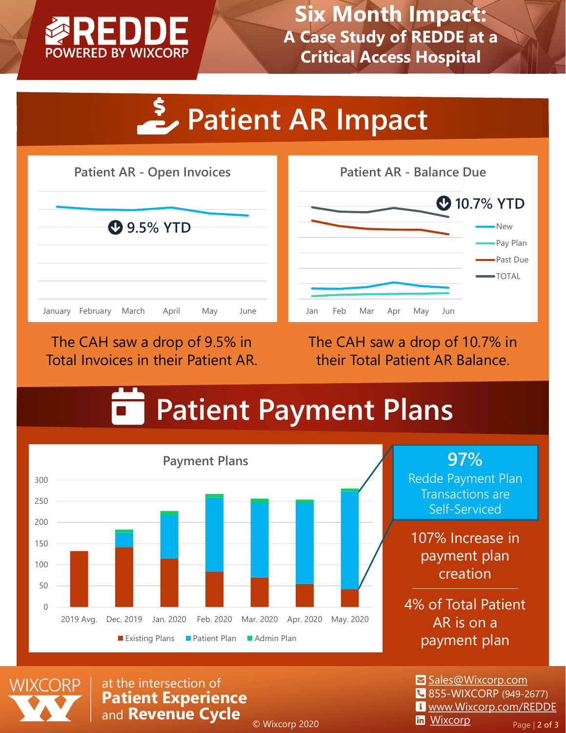# Six Month Impact: A Case Study of REDDE at a Critical Access Hospital

REDDE POWERED BY WIXCORP

## Patient AR Impact

**Patient AR - Open Invoices**

9.5% YTD

January February March April May June

**Patient AR - Balance Due**

10.7% YTD

New, Pay Plan, Past Due, TOTAL

Jan Feb Mar Apr May Jun

The CAH saw a drop of 9.5% in Total Invoices in their Patient AR.

The CAH saw a drop of 10.7% in their Total Patient AR Balance.

## Patient Payment Plans

**Payment Plans**

300, 250, 200, 150, 100, 50, 0

2019 Avg. Dec. 2019 Jan. 2020 Feb. 2020 Mar. 2020 Apr. 2020 May. 2020

Existing Plans, Patient Plan, Admin Plan

**97%**
Redde Payment Plan Transactions are Self-Serviced

107% Increase in payment plan creation

4% of Total Patient AR is on a payment plan

WIXCORP at the intersection of **Patient Experience** and **Revenue Cycle**

© Wixcorp 2020

Sales@Wixcorp.com
855-WIXCORP (949-2677)
www.Wixcorp.com/REDDE
Wixcorp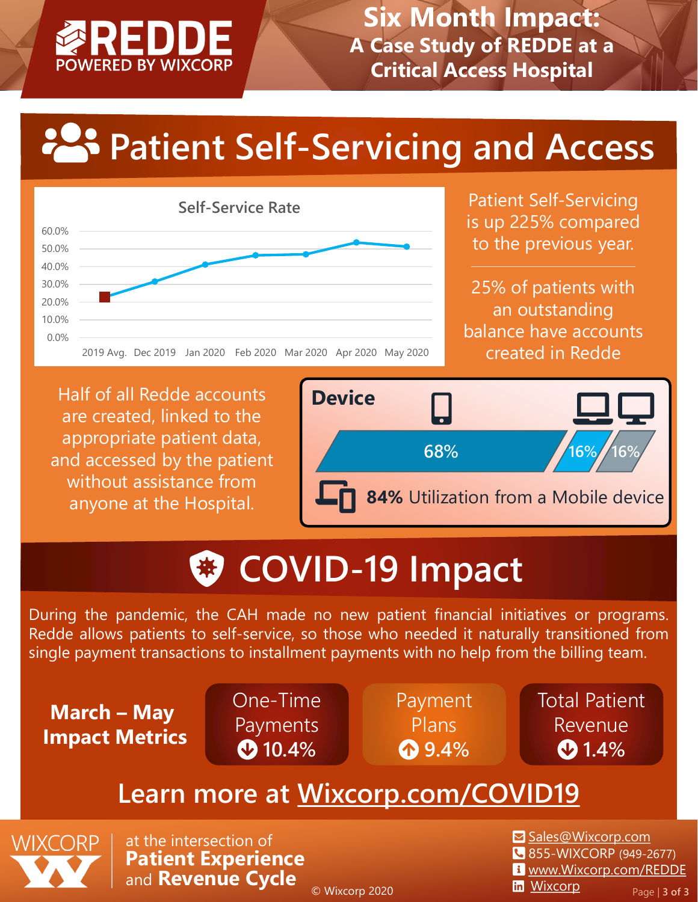REDDE POWERED BY WIXCORP

# Six Month Impact: A Case Study of REDDE at a Critical Access Hospital

## Patient Self-Servicing and Access

Self-Service Rate

60.0%
50.0%
40.0%
30.0%
20.0%
10.0%
0.0%

2019 Avg. Dec 2019 Jan 2020 Feb 2020 Mar 2020 Apr 2020 May 2020

Patient Self-Servicing is up 225% compared to the previous year.

25% of patients with an outstanding balance have accounts created in Redde

Half of all Redde accounts are created, linked to the appropriate patient data, and accessed by the patient without assistance from anyone at the Hospital.

**Device**

68%
16%
16%

**84%** Utilization from a Mobile device

## COVID-19 Impact

During the pandemic, the CAH made no new patient financial initiatives or programs. Redde allows patients to self-service, so those who needed it naturally transitioned from single payment transactions to installment payments with no help from the billing team.

**March – May Impact Metrics**

- One-Time Payments ↓ 10.4%
- Payment Plans ↑ 9.4%
- Total Patient Revenue ↓ 1.4%

### Learn more at Wixcorp.com/COVID19

WIXCORP at the intersection of **Patient Experience** and **Revenue Cycle**

© Wixcorp 2020

Sales@Wixcorp.com
855-WIXCORP (949-2677)
www.Wixcorp.com/REDDE
Wixcorp